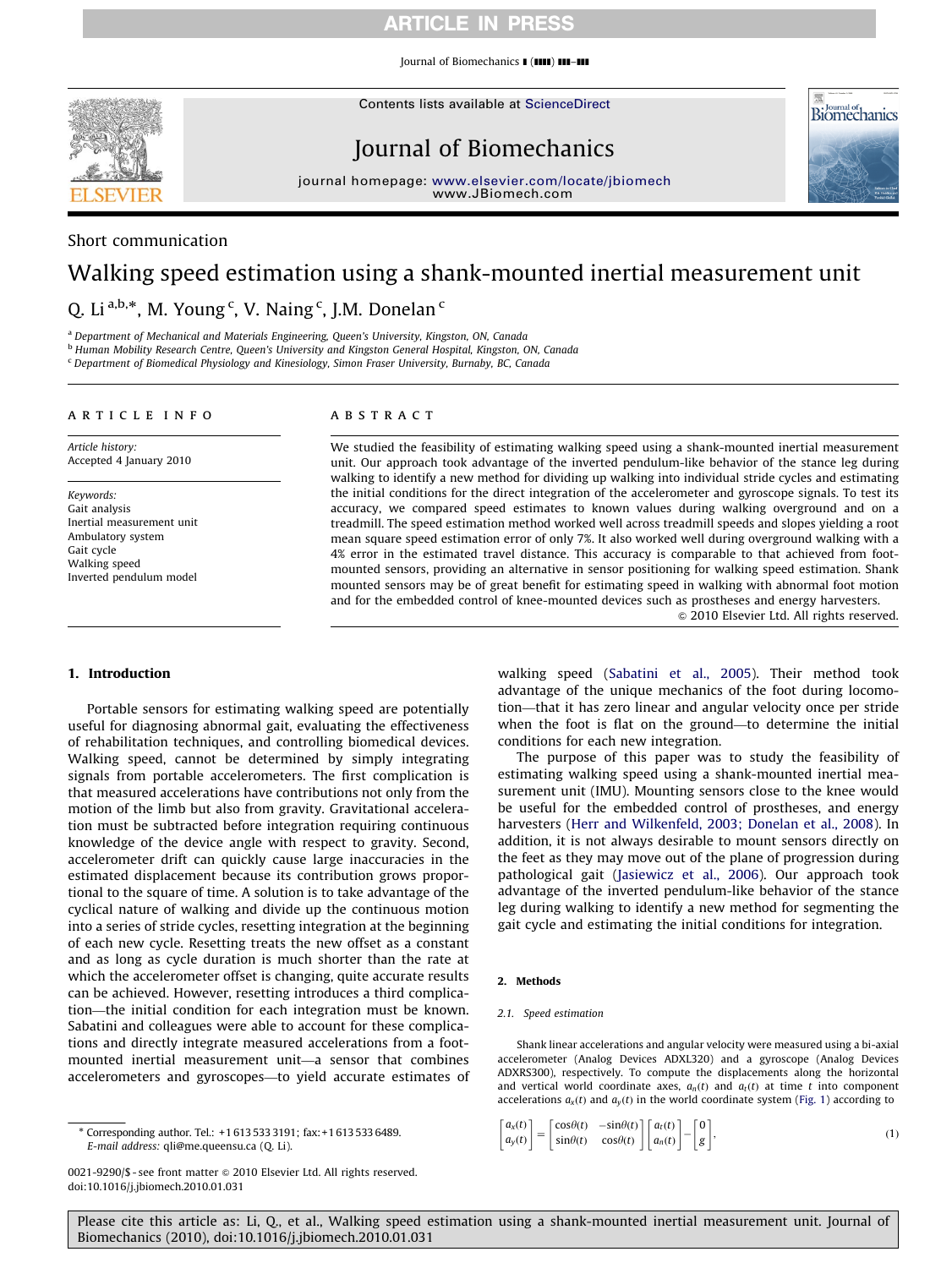Short communication

# Walking speed estimation using a shank-mounted inertial measurement unit

Q. Li [a,b,*], M. Young [c], V. Naing [c], J.M. Donelan [c]

[a] Department of Mechanical and Materials Engineering, Queen's University, Kingston, ON, Canada
[b] Human Mobility Research Centre, Queen's University and Kingston General Hospital, Kingston, ON, Canada
[c] Department of Biomedical Physiology and Kinesiology, Simon Fraser University, Burnaby, BC, Canada

**ARTICLE INFO**

*Article history:*
Accepted 4 January 2010

*Keywords:*
Gait analysis
Inertial measurement unit
Ambulatory system
Gait cycle
Walking speed
Inverted pendulum model

**ABSTRACT**

We studied the feasibility of estimating walking speed using a shank-mounted inertial measurement unit. Our approach took advantage of the inverted pendulum-like behavior of the stance leg during walking to identify a new method for dividing up walking into individual stride cycles and estimating the initial conditions for the direct integration of the accelerometer and gyroscope signals. To test its accuracy, we compared speed estimates to known values during walking overground and on a treadmill. The speed estimation method worked well across treadmill speeds and slopes yielding a root mean square speed estimation error of only 7%. It also worked well during overground walking with a 4% error in the estimated travel distance. This accuracy is comparable to that achieved from foot-mounted sensors, providing an alternative in sensor positioning for walking speed estimation. Shank mounted sensors may be of great benefit for estimating speed in walking with abnormal foot motion and for the embedded control of knee-mounted devices such as prostheses and energy harvesters.

© 2010 Elsevier Ltd. All rights reserved.

## 1. Introduction

Portable sensors for estimating walking speed are potentially useful for diagnosing abnormal gait, evaluating the effectiveness of rehabilitation techniques, and controlling biomedical devices. Walking speed, cannot be determined by simply integrating signals from portable accelerometers. The first complication is that measured accelerations have contributions not only from the motion of the limb but also from gravity. Gravitational acceleration must be subtracted before integration requiring continuous knowledge of the device angle with respect to gravity. Second, accelerometer drift can quickly cause large inaccuracies in the estimated displacement because its contribution grows proportional to the square of time. A solution is to take advantage of the cyclical nature of walking and divide up the continuous motion into a series of stride cycles, resetting integration at the beginning of each new cycle. Resetting treats the new offset as a constant and as long as cycle duration is much shorter than the rate at which the accelerometer offset is changing, quite accurate results can be achieved. However, resetting introduces a third complication—the initial condition for each integration must be known. Sabatini and colleagues were able to account for these complications and directly integrate measured accelerations from a foot-mounted inertial measurement unit—a sensor that combines accelerometers and gyroscopes—to yield accurate estimates of walking speed (Sabatini et al., 2005). Their method took advantage of the unique mechanics of the foot during locomotion—that it has zero linear and angular velocity once per stride when the foot is flat on the ground—to determine the initial conditions for each new integration.

The purpose of this paper was to study the feasibility of estimating walking speed using a shank-mounted inertial measurement unit (IMU). Mounting sensors close to the knee would be useful for the embedded control of prostheses, and energy harvesters (Herr and Wilkenfeld, 2003; Donelan et al., 2008). In addition, it is not always desirable to mount sensors directly on the feet as they may move out of the plane of progression during pathological gait (Jasiewicz et al., 2006). Our approach took advantage of the inverted pendulum-like behavior of the stance leg during walking to identify a new method for segmenting the gait cycle and estimating the initial conditions for integration.

## 2. Methods

### 2.1. Speed estimation

Shank linear accelerations and angular velocity were measured using a bi-axial accelerometer (Analog Devices ADXL320) and a gyroscope (Analog Devices ADXRS300), respectively. To compute the displacements along the horizontal and vertical world coordinate axes, $a_n(t)$ and $a_t(t)$ at time $t$ into component accelerations $a_x(t)$ and $a_y(t)$ in the world coordinate system (Fig. 1) according to

$$\begin{bmatrix} a_x(t) \\ a_y(t) \end{bmatrix} = \begin{bmatrix} \cos\theta(t) & -\sin\theta(t) \\ \sin\theta(t) & \cos\theta(t) \end{bmatrix} \begin{bmatrix} a_t(t) \\ a_n(t) \end{bmatrix} - \begin{bmatrix} 0 \\ g \end{bmatrix}, \tag{1}$$

* Corresponding author. Tel.: +1 613 533 3191; fax: +1 613 533 6489.
*E-mail address:* qli@me.queensu.ca (Q. Li).

0021-9290/$ - see front matter © 2010 Elsevier Ltd. All rights reserved.
doi:10.1016/j.jbiomech.2010.01.031

Please cite this article as: Li, Q., et al., Walking speed estimation using a shank-mounted inertial measurement unit. Journal of Biomechanics (2010), doi:10.1016/j.jbiomech.2010.01.031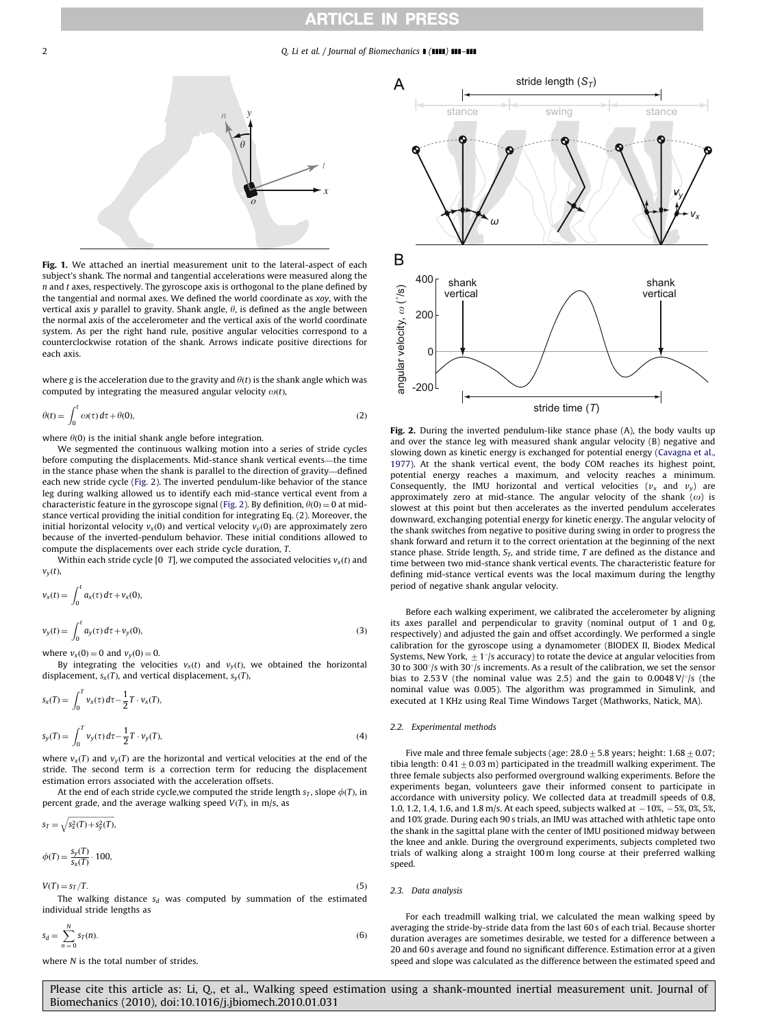**Fig. 1.** We attached an inertial measurement unit to the lateral-aspect of each subject's shank. The normal and tangential accelerations were measured along the $n$ and $t$ axes, respectively. The gyroscope axis is orthogonal to the plane defined by the tangential and normal axes. We defined the world coordinate as $xoy$, with the vertical axis $y$ parallel to gravity. Shank angle, $\theta$, is defined as the angle between the normal axis of the accelerometer and the vertical axis of the world coordinate system. As per the right hand rule, positive angular velocities correspond to a counterclockwise rotation of the shank. Arrows indicate positive directions for each axis.

where $g$ is the acceleration due to the gravity and $\theta(t)$ is the shank angle which was computed by integrating the measured angular velocity $\omega(t)$,

$$\theta(t) = \int_0^t \omega(\tau)\,d\tau + \theta(0), \tag{2}$$

where $\theta(0)$ is the initial shank angle before integration.

We segmented the continuous walking motion into a series of stride cycles before computing the displacements. Mid-stance shank vertical events—the time in the stance phase when the shank is parallel to the direction of gravity—defined each new stride cycle (Fig. 2). The inverted pendulum-like behavior of the stance leg during walking allowed us to identify each mid-stance vertical event from a characteristic feature in the gyroscope signal (Fig. 2). By definition, $\theta(0)=0$ at mid-stance vertical providing the initial condition for integrating Eq. (2). Moreover, the initial horizontal velocity $v_x(0)$ and vertical velocity $v_y(0)$ are approximately zero because of the inverted-pendulum behavior. These initial conditions allowed to compute the displacements over each stride cycle duration, $T$.

Within each stride cycle [0 $T$], we computed the associated velocities $v_x(t)$ and $v_y(t)$,

$$v_x(t) = \int_0^t a_x(\tau)\,d\tau + v_x(0),$$

$$v_y(t) = \int_0^t a_y(\tau)\,d\tau + v_y(0), \tag{3}$$

where $v_x(0)=0$ and $v_y(0)=0$.

By integrating the velocities $v_x(t)$ and $v_y(t)$, we obtained the horizontal displacement, $s_x(T)$, and vertical displacement, $s_y(T)$,

$$s_x(T) = \int_0^T v_x(\tau)\,d\tau - \frac{1}{2}T\cdot v_x(T),$$

$$s_y(T) = \int_0^T v_y(\tau)\,d\tau - \frac{1}{2}T\cdot v_y(T), \tag{4}$$

where $v_x(T)$ and $v_y(T)$ are the horizontal and vertical velocities at the end of the stride. The second term is a correction term for reducing the displacement estimation errors associated with the acceleration offsets.

At the end of each stride cycle, we computed the stride length $s_T$, slope $\phi(T)$, in percent grade, and the average walking speed $V(T)$, in m/s, as

$$s_T = \sqrt{s_x^2(T) + s_y^2(T)},$$

$$\phi(T) = \frac{s_y(T)}{s_x(T)}\cdot 100,$$

$$V(T) = s_T/T. \tag{5}$$

The walking distance $s_d$ was computed by summation of the estimated individual stride lengths as

$$s_d = \sum_{n=0}^{N} s_T(n). \tag{6}$$

where $N$ is the total number of strides.

**Fig. 2.** During the inverted pendulum-like stance phase (A), the body vaults up and over the stance leg with measured shank angular velocity (B) negative and slowing down as kinetic energy is exchanged for potential energy (Cavagna et al., 1977). At the shank vertical event, the body COM reaches its highest point, potential energy reaches a maximum, and velocity reaches a minimum. Consequently, the IMU horizontal and vertical velocities ($v_x$ and $v_y$) are approximately zero at mid-stance. The angular velocity of the shank ($\omega$) is slowest at this point but then accelerates as the inverted pendulum accelerates downward, exchanging potential energy for kinetic energy. The angular velocity of the shank switches from negative to positive during swing in order to progress the shank forward and return it to the correct orientation at the beginning of the next stance phase. Stride length, $S_T$, and stride time, $T$ are defined as the distance and time between two mid-stance shank vertical events. The characteristic feature for defining mid-stance vertical events was the local maximum during the lengthy period of negative shank angular velocity.

Before each walking experiment, we calibrated the accelerometer by aligning its axes parallel and perpendicular to gravity (nominal output of 1 and 0 g, respectively) and adjusted the gain and offset accordingly. We performed a single calibration for the gyroscope using a dynamometer (BIODEX II, Biodex Medical Systems, New York, $\pm 1^\circ$/s accuracy) to rotate the device at angular velocities from 30 to 300°/s with 30°/s increments. As a result of the calibration, we set the sensor bias to 2.53 V (the nominal value was 2.5) and the gain to 0.0048 V/°/s (the nominal value was 0.005). The algorithm was programmed in Simulink, and executed at 1 KHz using Real Time Windows Target (Mathworks, Natick, MA).

### 2.2. Experimental methods

Five male and three female subjects (age: $28.0 \pm 5.8$ years; height: $1.68 \pm 0.07$; tibia length: $0.41 \pm 0.03$ m) participated in the treadmill walking experiment. The three female subjects also performed overground walking experiments. Before the experiments began, volunteers gave their informed consent to participate in accordance with university policy. We collected data at treadmill speeds of 0.8, 1.0, 1.2, 1.4, 1.6, and 1.8 m/s. At each speed, subjects walked at −10%, −5%, 0%, 5%, and 10% grade. During each 90 s trials, an IMU was attached with athletic tape onto the shank in the sagittal plane with the center of IMU positioned midway between the knee and ankle. During the overground experiments, subjects completed two trials of walking along a straight 100 m long course at their preferred walking speed.

### 2.3. Data analysis

For each treadmill walking trial, we calculated the mean walking speed by averaging the stride-by-stride data from the last 60 s of each trial. Because shorter duration averages are sometimes desirable, we tested for a difference between a 20 and 60 s average and found no significant difference. Estimation error at a given speed and slope was calculated as the difference between the estimated speed and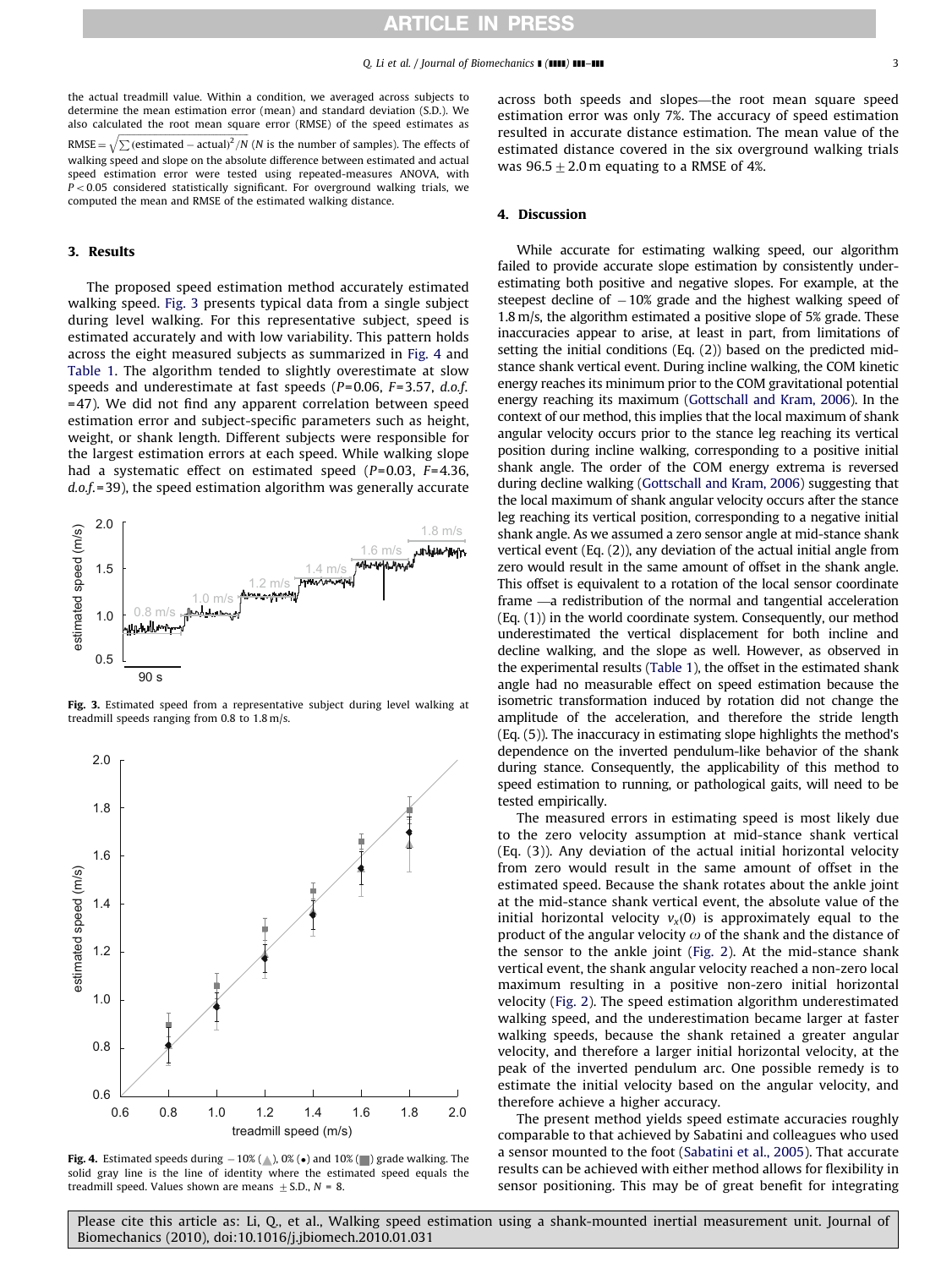the actual treadmill value. Within a condition, we averaged across subjects to determine the mean estimation error (mean) and standard deviation (S.D.). We also calculated the root mean square error (RMSE) of the speed estimates as $\mathrm{RMSE} = \sqrt{\sum(\mathrm{estimated} - \mathrm{actual})^2/N}$ ($N$ is the number of samples). The effects of walking speed and slope on the absolute difference between estimated and actual speed estimation error were tested using repeated-measures ANOVA, with $P < 0.05$ considered statistically significant. For overground walking trials, we computed the mean and RMSE of the estimated walking distance.

## 3. Results

The proposed speed estimation method accurately estimated walking speed. Fig. 3 presents typical data from a single subject during level walking. For this representative subject, speed is estimated accurately and with low variability. This pattern holds across the eight measured subjects as summarized in Fig. 4 and Table 1. The algorithm tended to slightly overestimate at slow speeds and underestimate at fast speeds ($P$=0.06, $F$=3.57, *d.o.f.* =47). We did not find any apparent correlation between speed estimation error and subject-specific parameters such as height, weight, or shank length. Different subjects were responsible for the largest estimation errors at each speed. While walking slope had a systematic effect on estimated speed ($P$=0.03, $F$=4.36, *d.o.f.*=39), the speed estimation algorithm was generally accurate across both speeds and slopes—the root mean square speed estimation error was only 7%. The accuracy of speed estimation resulted in accurate distance estimation. The mean value of the estimated distance covered in the six overground walking trials was 96.5 ± 2.0 m equating to a RMSE of 4%.

**Fig. 3.** Estimated speed from a representative subject during level walking at treadmill speeds ranging from 0.8 to 1.8 m/s.

**Fig. 4.** Estimated speeds during −10% (▲), 0% (•) and 10% (■) grade walking. The solid gray line is the line of identity where the estimated speed equals the treadmill speed. Values shown are means ± S.D., $N$ = 8.

## 4. Discussion

While accurate for estimating walking speed, our algorithm failed to provide accurate slope estimation by consistently underestimating both positive and negative slopes. For example, at the steepest decline of −10% grade and the highest walking speed of 1.8 m/s, the algorithm estimated a positive slope of 5% grade. These inaccuracies appear to arise, at least in part, from limitations of setting the initial conditions (Eq. (2)) based on the predicted mid-stance shank vertical event. During incline walking, the COM kinetic energy reaches its minimum prior to the COM gravitational potential energy reaching its maximum (Gottschall and Kram, 2006). In the context of our method, this implies that the local maximum of shank angular velocity occurs prior to the stance leg reaching its vertical position during incline walking, corresponding to a positive initial shank angle. The order of the COM energy extrema is reversed during decline walking (Gottschall and Kram, 2006) suggesting that the local maximum of shank angular velocity occurs after the stance leg reaching its vertical position, corresponding to a negative initial shank angle. As we assumed a zero sensor angle at mid-stance shank vertical event (Eq. (2)), any deviation of the actual initial angle from zero would result in the same amount of offset in the shank angle. This offset is equivalent to a rotation of the local sensor coordinate frame —a redistribution of the normal and tangential acceleration (Eq. (1)) in the world coordinate system. Consequently, our method underestimated the vertical displacement for both incline and decline walking, and the slope as well. However, as observed in the experimental results (Table 1), the offset in the estimated shank angle had no measurable effect on speed estimation because the isometric transformation induced by rotation did not change the amplitude of the acceleration, and therefore the stride length (Eq. (5)). The inaccuracy in estimating slope highlights the method's dependence on the inverted pendulum-like behavior of the shank during stance. Consequently, the applicability of this method to speed estimation to running, or pathological gaits, will need to be tested empirically.

The measured errors in estimating speed is most likely due to the zero velocity assumption at mid-stance shank vertical (Eq. (3)). Any deviation of the actual initial horizontal velocity from zero would result in the same amount of offset in the estimated speed. Because the shank rotates about the ankle joint at the mid-stance shank vertical event, the absolute value of the initial horizontal velocity $v_x(0)$ is approximately equal to the product of the angular velocity $\omega$ of the shank and the distance of the sensor to the ankle joint (Fig. 2). At the mid-stance shank vertical event, the shank angular velocity reached a non-zero local maximum resulting in a positive non-zero initial horizontal velocity (Fig. 2). The speed estimation algorithm underestimated walking speed, and the underestimation became larger at faster walking speeds, because the shank retained a greater angular velocity, and therefore a larger initial horizontal velocity, at the peak of the inverted pendulum arc. One possible remedy is to estimate the initial velocity based on the angular velocity, and therefore achieve a higher accuracy.

The present method yields speed estimate accuracies roughly comparable to that achieved by Sabatini and colleagues who used a sensor mounted to the foot (Sabatini et al., 2005). That accurate results can be achieved with either method allows for flexibility in sensor positioning. This may be of great benefit for integrating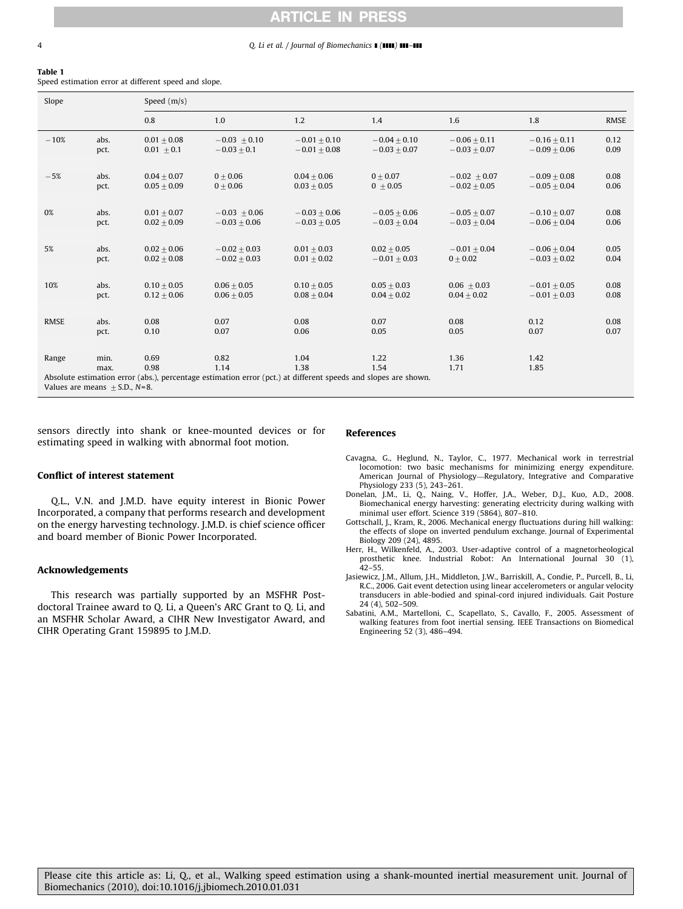**Table 1**
Speed estimation error at different speed and slope.

| Slope | | Speed (m/s) | | | | | | |
|---|---|---|---|---|---|---|---|---|
| | | 0.8 | 1.0 | 1.2 | 1.4 | 1.6 | 1.8 | RMSE |
| −10% | abs. | $0.01 \pm 0.08$ | $-0.03 \pm 0.10$ | $-0.01 \pm 0.10$ | $-0.04 \pm 0.10$ | $-0.06 \pm 0.11$ | $-0.16 \pm 0.11$ | 0.12 |
| | pct. | $0.01 \pm 0.1$ | $-0.03 \pm 0.1$ | $-0.01 \pm 0.08$ | $-0.03 \pm 0.07$ | $-0.03 \pm 0.07$ | $-0.09 \pm 0.06$ | 0.09 |
| −5% | abs. | $0.04 \pm 0.07$ | $0 \pm 0.06$ | $0.04 \pm 0.06$ | $0 \pm 0.07$ | $-0.02 \pm 0.07$ | $-0.09 \pm 0.08$ | 0.08 |
| | pct. | $0.05 \pm 0.09$ | $0 \pm 0.06$ | $0.03 \pm 0.05$ | $0 \pm 0.05$ | $-0.02 \pm 0.05$ | $-0.05 \pm 0.04$ | 0.06 |
| 0% | abs. | $0.01 \pm 0.07$ | $-0.03 \pm 0.06$ | $-0.03 \pm 0.06$ | $-0.05 \pm 0.06$ | $-0.05 \pm 0.07$ | $-0.10 \pm 0.07$ | 0.08 |
| | pct. | $0.02 \pm 0.09$ | $-0.03 \pm 0.06$ | $-0.03 \pm 0.05$ | $-0.03 \pm 0.04$ | $-0.03 \pm 0.04$ | $-0.06 \pm 0.04$ | 0.06 |
| 5% | abs. | $0.02 \pm 0.06$ | $-0.02 \pm 0.03$ | $0.01 \pm 0.03$ | $0.02 \pm 0.05$ | $-0.01 \pm 0.04$ | $-0.06 \pm 0.04$ | 0.05 |
| | pct. | $0.02 \pm 0.08$ | $-0.02 \pm 0.03$ | $0.01 \pm 0.02$ | $-0.01 \pm 0.03$ | $0 \pm 0.02$ | $-0.03 \pm 0.02$ | 0.04 |
| 10% | abs. | $0.10 \pm 0.05$ | $0.06 \pm 0.05$ | $0.10 \pm 0.05$ | $0.05 \pm 0.03$ | $0.06 \pm 0.03$ | $-0.01 \pm 0.05$ | 0.08 |
| | pct. | $0.12 \pm 0.06$ | $0.06 \pm 0.05$ | $0.08 \pm 0.04$ | $0.04 \pm 0.02$ | $0.04 \pm 0.02$ | $-0.01 \pm 0.03$ | 0.08 |
| RMSE | abs. | 0.08 | 0.07 | 0.08 | 0.07 | 0.08 | 0.12 | 0.08 |
| | pct. | 0.10 | 0.07 | 0.06 | 0.05 | 0.05 | 0.07 | 0.07 |
| Range | min. | 0.69 | 0.82 | 1.04 | 1.22 | 1.36 | 1.42 | |
| | max. | 0.98 | 1.14 | 1.38 | 1.54 | 1.71 | 1.85 | |

Absolute estimation error (abs.), percentage estimation error (pct.) at different speeds and slopes are shown.
Values are means $\pm$ S.D., $N=8$.

sensors directly into shank or knee-mounted devices or for estimating speed in walking with abnormal foot motion.

## Conflict of interest statement

Q.L., V.N. and J.M.D. have equity interest in Bionic Power Incorporated, a company that performs research and development on the energy harvesting technology. J.M.D. is chief science officer and board member of Bionic Power Incorporated.

## Acknowledgements

This research was partially supported by an MSFHR Postdoctoral Trainee award to Q. Li, a Queen's ARC Grant to Q. Li, and an MSFHR Scholar Award, a CIHR New Investigator Award, and CIHR Operating Grant 159895 to J.M.D.

## References

Cavagna, G., Heglund, N., Taylor, C., 1977. Mechanical work in terrestrial locomotion: two basic mechanisms for minimizing energy expenditure. American Journal of Physiology—Regulatory, Integrative and Comparative Physiology 233 (5), 243–261.

Donelan, J.M., Li, Q., Naing, V., Hoffer, J.A., Weber, D.J., Kuo, A.D., 2008. Biomechanical energy harvesting: generating electricity during walking with minimal user effort. Science 319 (5864), 807–810.

Gottschall, J., Kram, R., 2006. Mechanical energy fluctuations during hill walking: the effects of slope on inverted pendulum exchange. Journal of Experimental Biology 209 (24), 4895.

Herr, H., Wilkenfeld, A., 2003. User-adaptive control of a magnetorheological prosthetic knee. Industrial Robot: An International Journal 30 (1), 42–55.

Jasiewicz, J.M., Allum, J.H., Middleton, J.W., Barriskill, A., Condie, P., Purcell, B., Li, R.C., 2006. Gait event detection using linear accelerometers or angular velocity transducers in able-bodied and spinal-cord injured individuals. Gait Posture 24 (4), 502–509.

Sabatini, A.M., Martelloni, C., Scapellato, S., Cavallo, F., 2005. Assessment of walking features from foot inertial sensing. IEEE Transactions on Biomedical Engineering 52 (3), 486–494.

Please cite this article as: Li, Q., et al., Walking speed estimation using a shank-mounted inertial measurement unit. Journal of Biomechanics (2010), doi:10.1016/j.jbiomech.2010.01.031